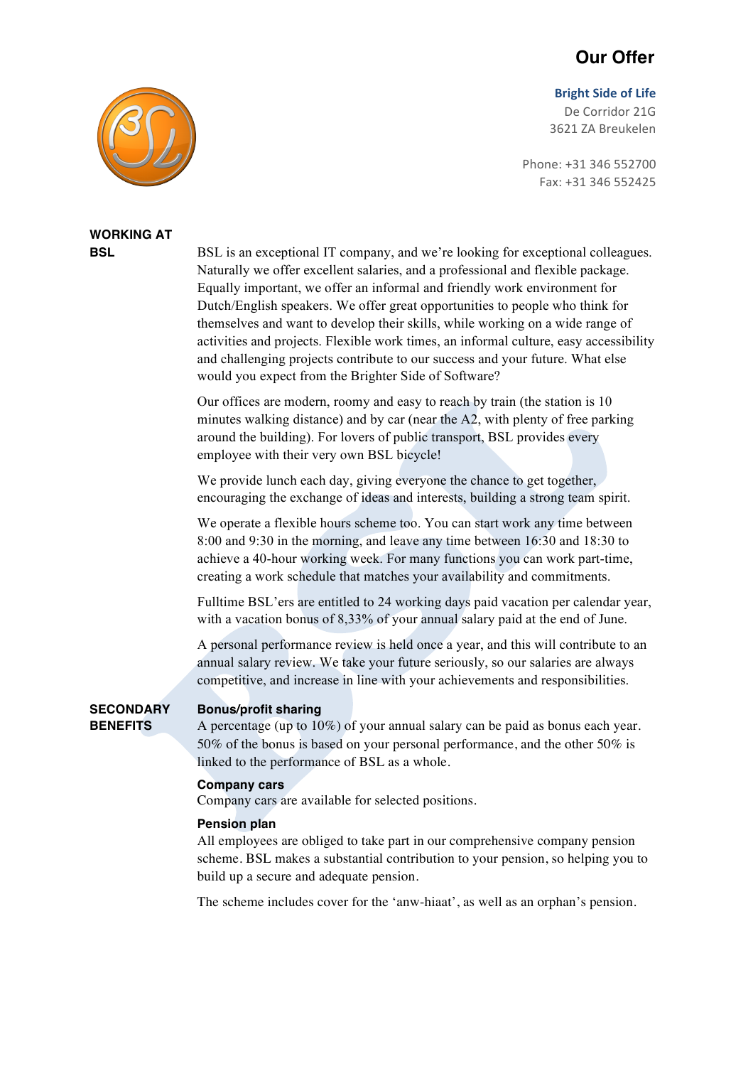# Our Offer

**Bright Side of Life**
De Corridor 21G
3621 ZA Breukelen

Phone: +31 346 552700
Fax: +31 346 552425

## WORKING AT BSL

BSL is an exceptional IT company, and we're looking for exceptional colleagues. Naturally we offer excellent salaries, and a professional and flexible package. Equally important, we offer an informal and friendly work environment for Dutch/English speakers. We offer great opportunities to people who think for themselves and want to develop their skills, while working on a wide range of activities and projects. Flexible work times, an informal culture, easy accessibility and challenging projects contribute to our success and your future. What else would you expect from the Brighter Side of Software?

Our offices are modern, roomy and easy to reach by train (the station is 10 minutes walking distance) and by car (near the A2, with plenty of free parking around the building). For lovers of public transport, BSL provides every employee with their very own BSL bicycle!

We provide lunch each day, giving everyone the chance to get together, encouraging the exchange of ideas and interests, building a strong team spirit.

We operate a flexible hours scheme too. You can start work any time between 8:00 and 9:30 in the morning, and leave any time between 16:30 and 18:30 to achieve a 40-hour working week. For many functions you can work part-time, creating a work schedule that matches your availability and commitments.

Fulltime BSL'ers are entitled to 24 working days paid vacation per calendar year, with a vacation bonus of 8,33% of your annual salary paid at the end of June.

A personal performance review is held once a year, and this will contribute to an annual salary review. We take your future seriously, so our salaries are always competitive, and increase in line with your achievements and responsibilities.

## SECONDARY BENEFITS

**Bonus/profit sharing**
A percentage (up to 10%) of your annual salary can be paid as bonus each year. 50% of the bonus is based on your personal performance, and the other 50% is linked to the performance of BSL as a whole.

**Company cars**
Company cars are available for selected positions.

**Pension plan**
All employees are obliged to take part in our comprehensive company pension scheme. BSL makes a substantial contribution to your pension, so helping you to build up a secure and adequate pension.

The scheme includes cover for the 'anw-hiaat', as well as an orphan's pension.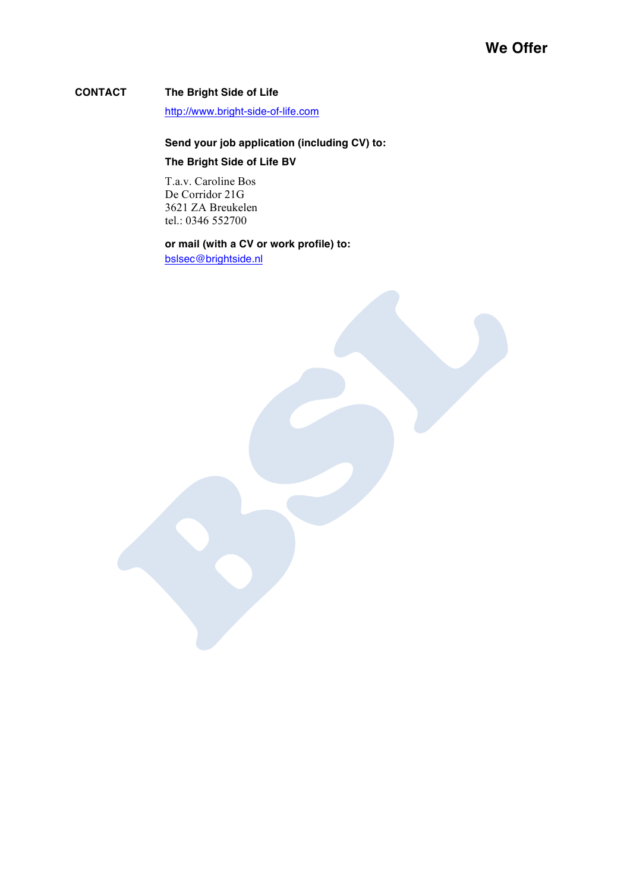# We Offer

**CONTACT** **The Bright Side of Life**

http://www.bright-side-of-life.com

**Send your job application (including CV) to:**

**The Bright Side of Life BV**

T.a.v. Caroline Bos
De Corridor 21G
3621 ZA Breukelen
tel.: 0346 552700

**or mail (with a CV or work profile) to:**
bslsec@brightside.nl